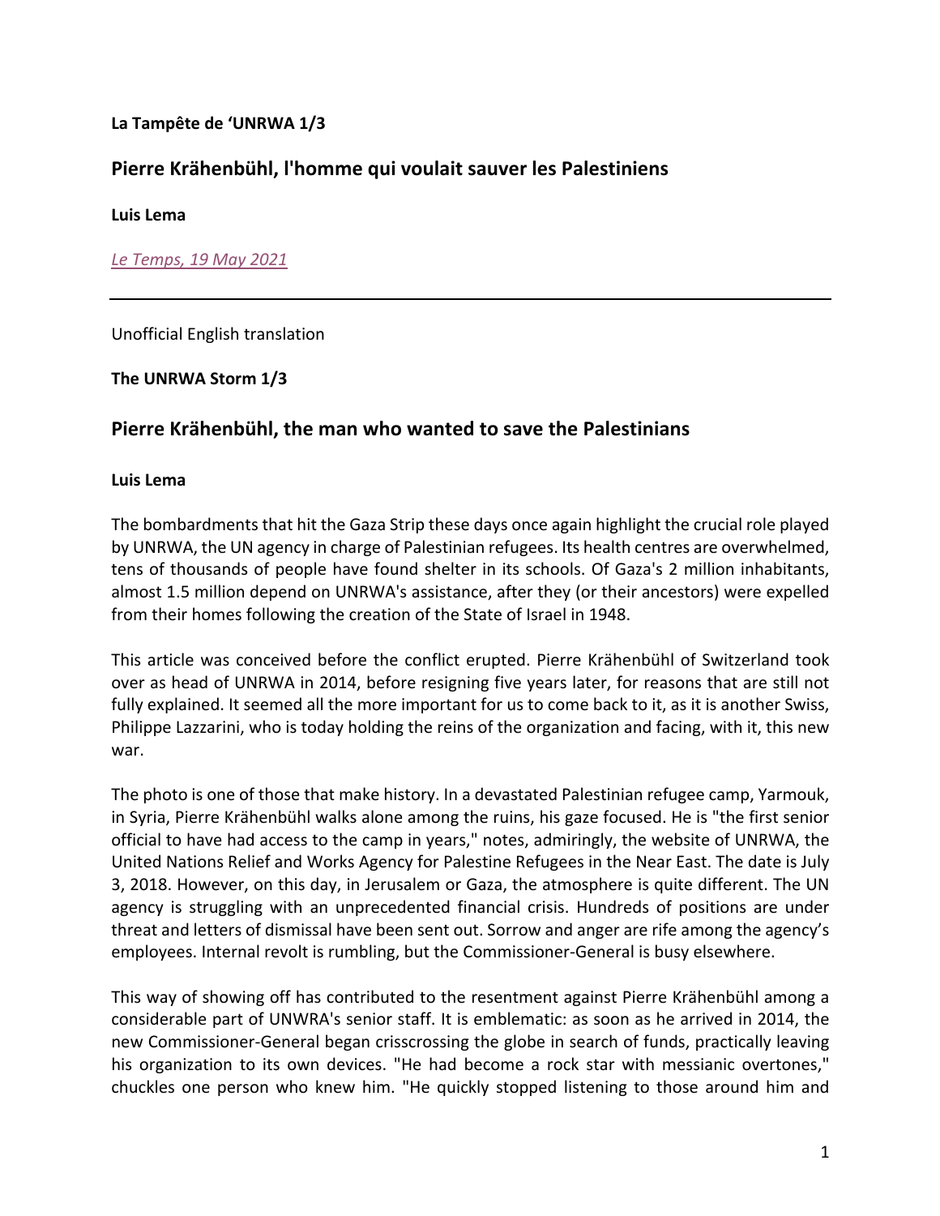**La Tampête de 'UNRWA 1/3**

## Pierre Krähenbühl, l'homme qui voulait sauver les Palestiniens

**Luis Lema**

*Le Temps, 19 May 2021*

---

Unofficial English translation

**The UNRWA Storm 1/3**

## Pierre Krähenbühl, the man who wanted to save the Palestinians

**Luis Lema**

The bombardments that hit the Gaza Strip these days once again highlight the crucial role played by UNRWA, the UN agency in charge of Palestinian refugees. Its health centres are overwhelmed, tens of thousands of people have found shelter in its schools. Of Gaza's 2 million inhabitants, almost 1.5 million depend on UNRWA's assistance, after they (or their ancestors) were expelled from their homes following the creation of the State of Israel in 1948.

This article was conceived before the conflict erupted. Pierre Krähenbühl of Switzerland took over as head of UNRWA in 2014, before resigning five years later, for reasons that are still not fully explained. It seemed all the more important for us to come back to it, as it is another Swiss, Philippe Lazzarini, who is today holding the reins of the organization and facing, with it, this new war.

The photo is one of those that make history. In a devastated Palestinian refugee camp, Yarmouk, in Syria, Pierre Krähenbühl walks alone among the ruins, his gaze focused. He is "the first senior official to have had access to the camp in years," notes, admiringly, the website of UNRWA, the United Nations Relief and Works Agency for Palestine Refugees in the Near East. The date is July 3, 2018. However, on this day, in Jerusalem or Gaza, the atmosphere is quite different. The UN agency is struggling with an unprecedented financial crisis. Hundreds of positions are under threat and letters of dismissal have been sent out. Sorrow and anger are rife among the agency's employees. Internal revolt is rumbling, but the Commissioner-General is busy elsewhere.

This way of showing off has contributed to the resentment against Pierre Krähenbühl among a considerable part of UNWRA's senior staff. It is emblematic: as soon as he arrived in 2014, the new Commissioner-General began crisscrossing the globe in search of funds, practically leaving his organization to its own devices. "He had become a rock star with messianic overtones," chuckles one person who knew him. "He quickly stopped listening to those around him and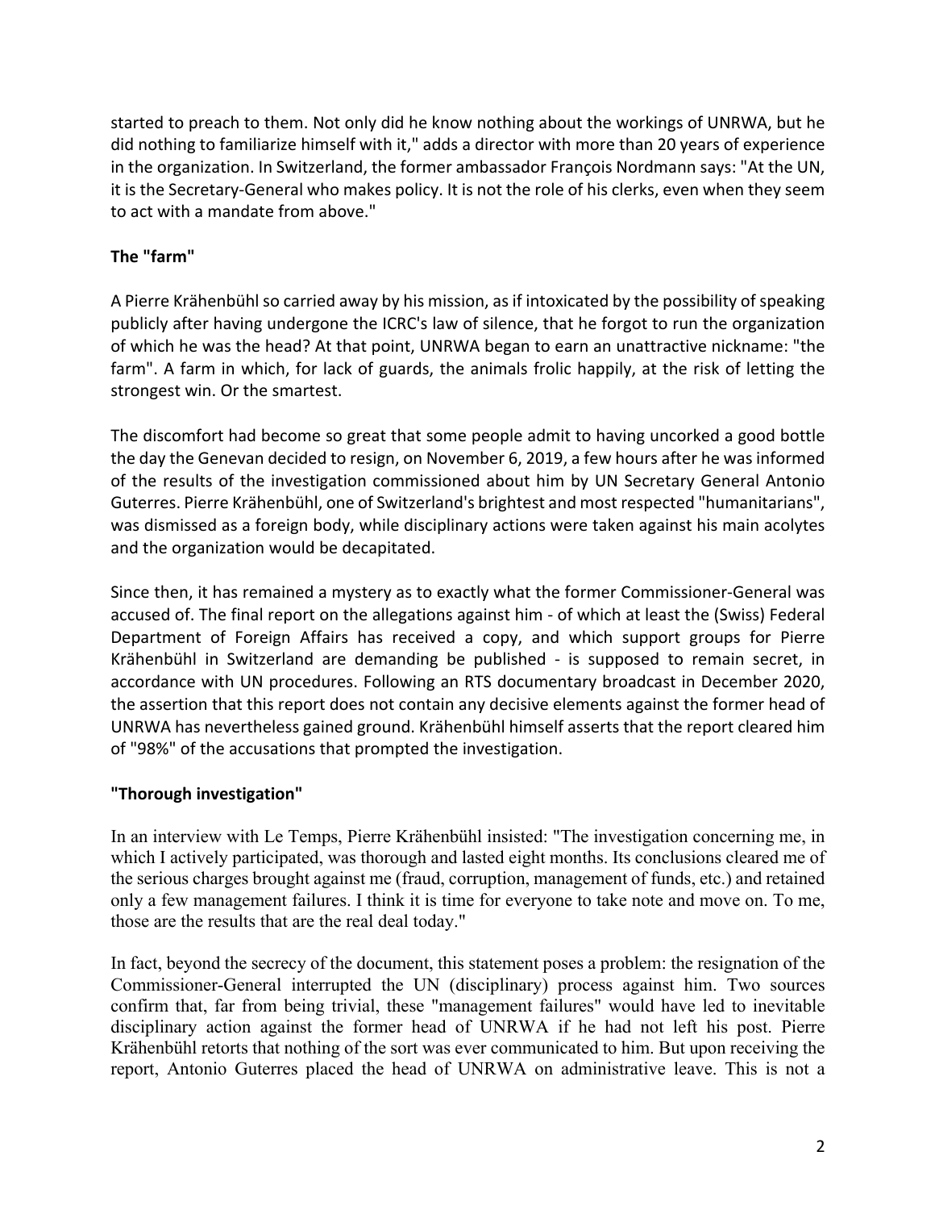started to preach to them. Not only did he know nothing about the workings of UNRWA, but he did nothing to familiarize himself with it," adds a director with more than 20 years of experience in the organization. In Switzerland, the former ambassador François Nordmann says: "At the UN, it is the Secretary-General who makes policy. It is not the role of his clerks, even when they seem to act with a mandate from above."

**The "farm"**

A Pierre Krähenbühl so carried away by his mission, as if intoxicated by the possibility of speaking publicly after having undergone the ICRC's law of silence, that he forgot to run the organization of which he was the head? At that point, UNRWA began to earn an unattractive nickname: "the farm". A farm in which, for lack of guards, the animals frolic happily, at the risk of letting the strongest win. Or the smartest.

The discomfort had become so great that some people admit to having uncorked a good bottle the day the Genevan decided to resign, on November 6, 2019, a few hours after he was informed of the results of the investigation commissioned about him by UN Secretary General Antonio Guterres. Pierre Krähenbühl, one of Switzerland's brightest and most respected "humanitarians", was dismissed as a foreign body, while disciplinary actions were taken against his main acolytes and the organization would be decapitated.

Since then, it has remained a mystery as to exactly what the former Commissioner-General was accused of. The final report on the allegations against him - of which at least the (Swiss) Federal Department of Foreign Affairs has received a copy, and which support groups for Pierre Krähenbühl in Switzerland are demanding be published - is supposed to remain secret, in accordance with UN procedures. Following an RTS documentary broadcast in December 2020, the assertion that this report does not contain any decisive elements against the former head of UNRWA has nevertheless gained ground. Krähenbühl himself asserts that the report cleared him of "98%" of the accusations that prompted the investigation.

**"Thorough investigation"**

In an interview with Le Temps, Pierre Krähenbühl insisted: "The investigation concerning me, in which I actively participated, was thorough and lasted eight months. Its conclusions cleared me of the serious charges brought against me (fraud, corruption, management of funds, etc.) and retained only a few management failures. I think it is time for everyone to take note and move on. To me, those are the results that are the real deal today."

In fact, beyond the secrecy of the document, this statement poses a problem: the resignation of the Commissioner-General interrupted the UN (disciplinary) process against him. Two sources confirm that, far from being trivial, these "management failures" would have led to inevitable disciplinary action against the former head of UNRWA if he had not left his post. Pierre Krähenbühl retorts that nothing of the sort was ever communicated to him. But upon receiving the report, Antonio Guterres placed the head of UNRWA on administrative leave. This is not a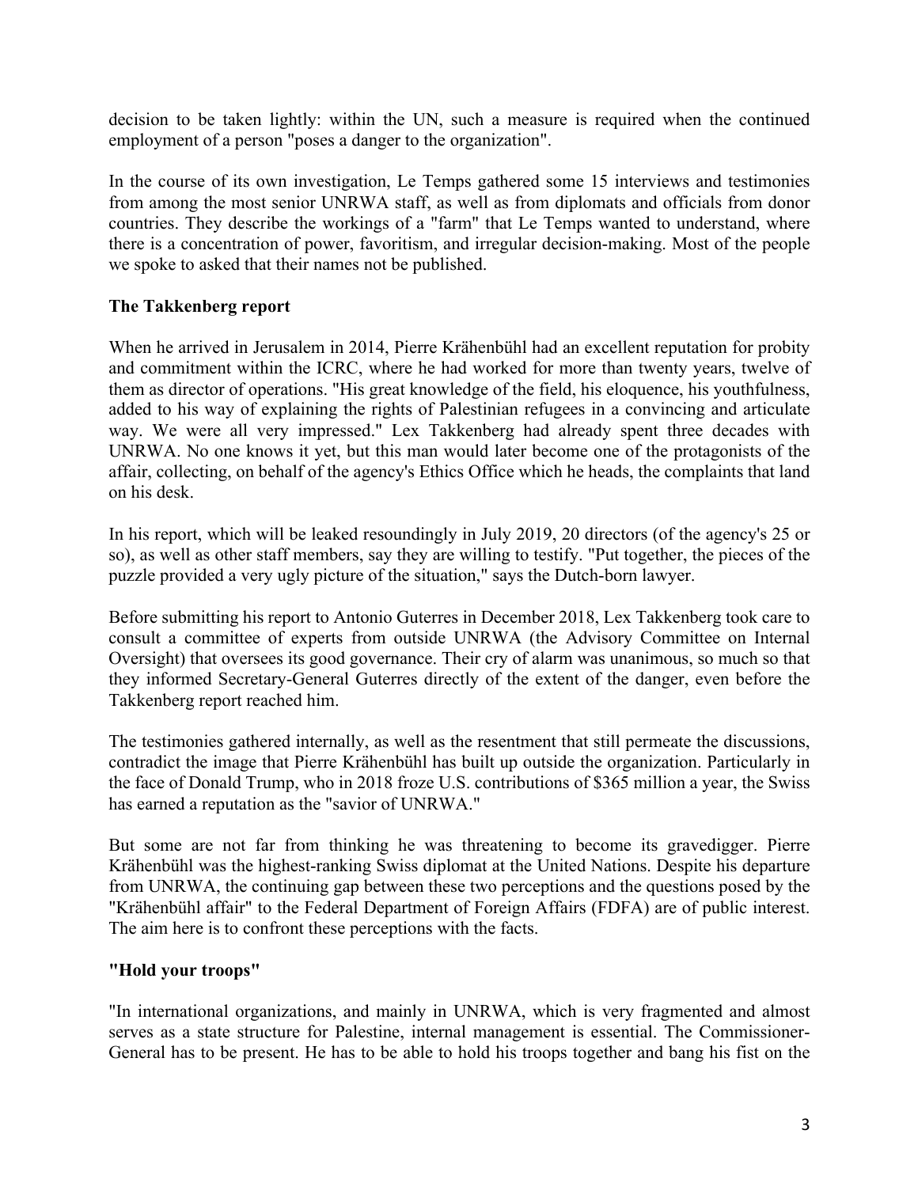decision to be taken lightly: within the UN, such a measure is required when the continued employment of a person "poses a danger to the organization".

In the course of its own investigation, Le Temps gathered some 15 interviews and testimonies from among the most senior UNRWA staff, as well as from diplomats and officials from donor countries. They describe the workings of a "farm" that Le Temps wanted to understand, where there is a concentration of power, favoritism, and irregular decision-making. Most of the people we spoke to asked that their names not be published.

**The Takkenberg report**

When he arrived in Jerusalem in 2014, Pierre Krähenbühl had an excellent reputation for probity and commitment within the ICRC, where he had worked for more than twenty years, twelve of them as director of operations. "His great knowledge of the field, his eloquence, his youthfulness, added to his way of explaining the rights of Palestinian refugees in a convincing and articulate way. We were all very impressed." Lex Takkenberg had already spent three decades with UNRWA. No one knows it yet, but this man would later become one of the protagonists of the affair, collecting, on behalf of the agency's Ethics Office which he heads, the complaints that land on his desk.

In his report, which will be leaked resoundingly in July 2019, 20 directors (of the agency's 25 or so), as well as other staff members, say they are willing to testify. "Put together, the pieces of the puzzle provided a very ugly picture of the situation," says the Dutch-born lawyer.

Before submitting his report to Antonio Guterres in December 2018, Lex Takkenberg took care to consult a committee of experts from outside UNRWA (the Advisory Committee on Internal Oversight) that oversees its good governance. Their cry of alarm was unanimous, so much so that they informed Secretary-General Guterres directly of the extent of the danger, even before the Takkenberg report reached him.

The testimonies gathered internally, as well as the resentment that still permeate the discussions, contradict the image that Pierre Krähenbühl has built up outside the organization. Particularly in the face of Donald Trump, who in 2018 froze U.S. contributions of $365 million a year, the Swiss has earned a reputation as the "savior of UNRWA."

But some are not far from thinking he was threatening to become its gravedigger. Pierre Krähenbühl was the highest-ranking Swiss diplomat at the United Nations. Despite his departure from UNRWA, the continuing gap between these two perceptions and the questions posed by the "Krähenbühl affair" to the Federal Department of Foreign Affairs (FDFA) are of public interest. The aim here is to confront these perceptions with the facts.

**"Hold your troops"**

"In international organizations, and mainly in UNRWA, which is very fragmented and almost serves as a state structure for Palestine, internal management is essential. The Commissioner-General has to be present. He has to be able to hold his troops together and bang his fist on the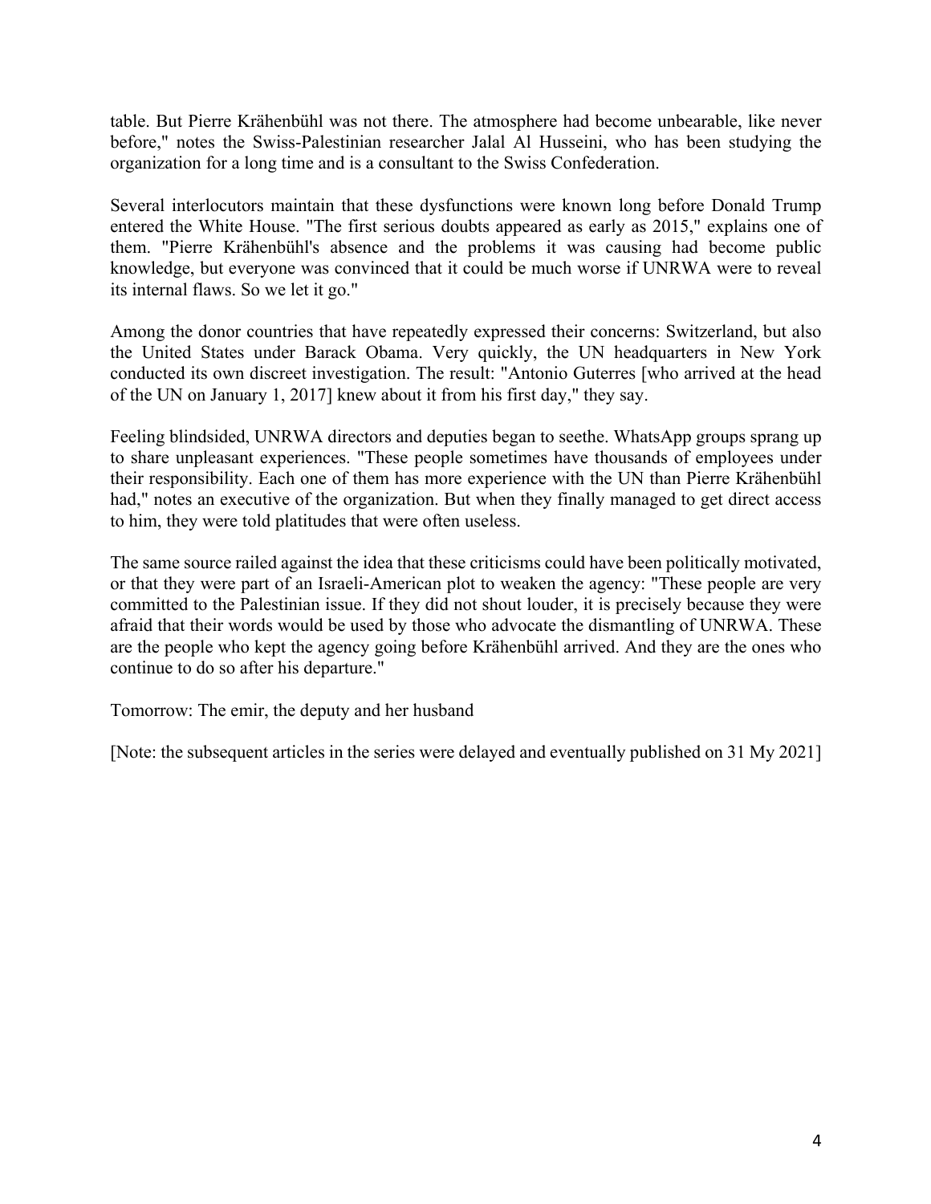table. But Pierre Krähenbühl was not there. The atmosphere had become unbearable, like never before," notes the Swiss-Palestinian researcher Jalal Al Husseini, who has been studying the organization for a long time and is a consultant to the Swiss Confederation.

Several interlocutors maintain that these dysfunctions were known long before Donald Trump entered the White House. "The first serious doubts appeared as early as 2015," explains one of them. "Pierre Krähenbühl's absence and the problems it was causing had become public knowledge, but everyone was convinced that it could be much worse if UNRWA were to reveal its internal flaws. So we let it go."

Among the donor countries that have repeatedly expressed their concerns: Switzerland, but also the United States under Barack Obama. Very quickly, the UN headquarters in New York conducted its own discreet investigation. The result: "Antonio Guterres [who arrived at the head of the UN on January 1, 2017] knew about it from his first day," they say.

Feeling blindsided, UNRWA directors and deputies began to seethe. WhatsApp groups sprang up to share unpleasant experiences. "These people sometimes have thousands of employees under their responsibility. Each one of them has more experience with the UN than Pierre Krähenbühl had," notes an executive of the organization. But when they finally managed to get direct access to him, they were told platitudes that were often useless.

The same source railed against the idea that these criticisms could have been politically motivated, or that they were part of an Israeli-American plot to weaken the agency: "These people are very committed to the Palestinian issue. If they did not shout louder, it is precisely because they were afraid that their words would be used by those who advocate the dismantling of UNRWA. These are the people who kept the agency going before Krähenbühl arrived. And they are the ones who continue to do so after his departure."

Tomorrow: The emir, the deputy and her husband

[Note: the subsequent articles in the series were delayed and eventually published on 31 My 2021]